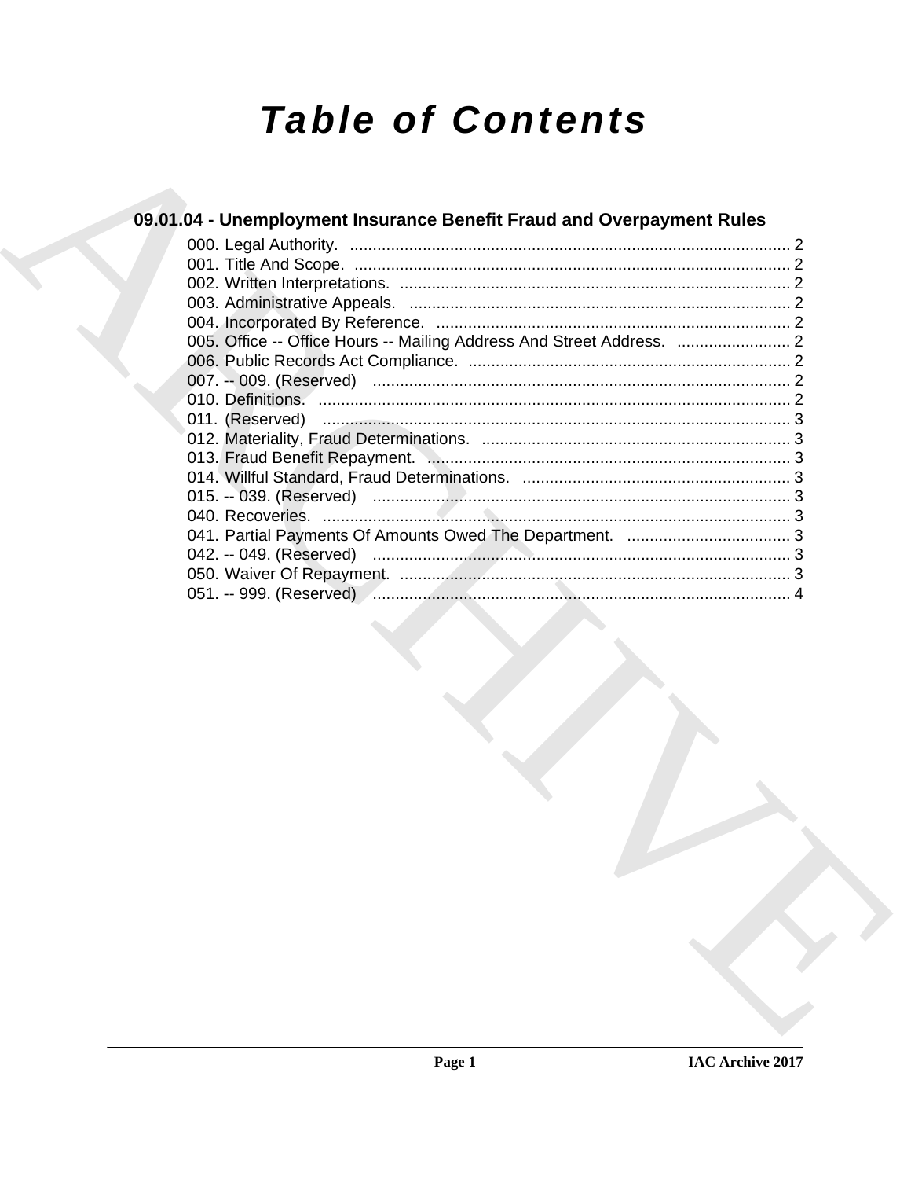# Table of Contents

## 09.01.04 - Unemployment Insurance Benefit Fraud and Overpayment Rules

000. Legal Authority. ........................................................................................ 2
001. Title And Scope. ........................................................................................ 2
002. Written Interpretations. ........................................................................................ 2
003. Administrative Appeals. ........................................................................................ 2
004. Incorporated By Reference. ........................................................................................ 2
005. Office -- Office Hours -- Mailing Address And Street Address. ........................ 2
006. Public Records Act Compliance. ........................................................................................ 2
007. -- 009. (Reserved) ........................................................................................ 2
010. Definitions. ........................................................................................ 2
011. (Reserved) ........................................................................................ 3
012. Materiality, Fraud Determinations. ........................................................................................ 3
013. Fraud Benefit Repayment. ........................................................................................ 3
014. Willful Standard, Fraud Determinations. ........................................................................................ 3
015. -- 039. (Reserved) ........................................................................................ 3
040. Recoveries. ........................................................................................ 3
041. Partial Payments Of Amounts Owed The Department. ........................................ 3
042. -- 049. (Reserved) ........................................................................................ 3
050. Waiver Of Repayment. ........................................................................................ 3
051. -- 999. (Reserved) ........................................................................................ 4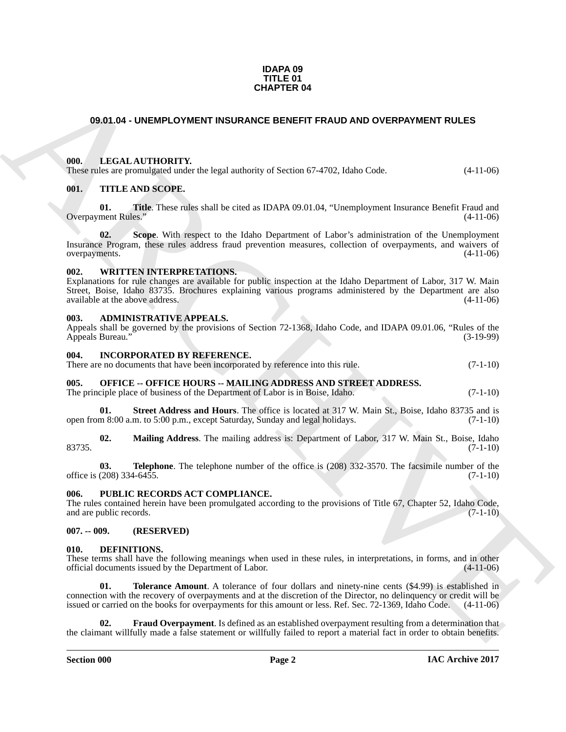**IDAPA 09**
**TITLE 01**
**CHAPTER 04**

## 09.01.04 - UNEMPLOYMENT INSURANCE BENEFIT FRAUD AND OVERPAYMENT RULES

### 000. LEGAL AUTHORITY.

These rules are promulgated under the legal authority of Section 67-4702, Idaho Code. (4-11-06)

### 001. TITLE AND SCOPE.

**01. Title**. These rules shall be cited as IDAPA 09.01.04, "Unemployment Insurance Benefit Fraud and Overpayment Rules." (4-11-06)

**02. Scope**. With respect to the Idaho Department of Labor's administration of the Unemployment Insurance Program, these rules address fraud prevention measures, collection of overpayments, and waivers of overpayments. (4-11-06)

### 002. WRITTEN INTERPRETATIONS.

Explanations for rule changes are available for public inspection at the Idaho Department of Labor, 317 W. Main Street, Boise, Idaho 83735. Brochures explaining various programs administered by the Department are also available at the above address. (4-11-06)

### 003. ADMINISTRATIVE APPEALS.

Appeals shall be governed by the provisions of Section 72-1368, Idaho Code, and IDAPA 09.01.06, "Rules of the Appeals Bureau." (3-19-99)

### 004. INCORPORATED BY REFERENCE.

There are no documents that have been incorporated by reference into this rule. (7-1-10)

### 005. OFFICE -- OFFICE HOURS -- MAILING ADDRESS AND STREET ADDRESS.

The principle place of business of the Department of Labor is in Boise, Idaho. (7-1-10)

**01. Street Address and Hours**. The office is located at 317 W. Main St., Boise, Idaho 83735 and is open from 8:00 a.m. to 5:00 p.m., except Saturday, Sunday and legal holidays. (7-1-10)

**02. Mailing Address**. The mailing address is: Department of Labor, 317 W. Main St., Boise, Idaho 83735. (7-1-10)

**03. Telephone**. The telephone number of the office is (208) 332-3570. The facsimile number of the office is (208) 334-6455. (7-1-10)

### 006. PUBLIC RECORDS ACT COMPLIANCE.

The rules contained herein have been promulgated according to the provisions of Title 67, Chapter 52, Idaho Code, and are public records. (7-1-10)

### 007. -- 009. (RESERVED)

### 010. DEFINITIONS.

These terms shall have the following meanings when used in these rules, in interpretations, in forms, and in other official documents issued by the Department of Labor. (4-11-06)

**01. Tolerance Amount**. A tolerance of four dollars and ninety-nine cents ($4.99) is established in connection with the recovery of overpayments and at the discretion of the Director, no delinquency or credit will be issued or carried on the books for overpayments for this amount or less. Ref. Sec. 72-1369, Idaho Code. (4-11-06)

**02. Fraud Overpayment**. Is defined as an established overpayment resulting from a determination that the claimant willfully made a false statement or willfully failed to report a material fact in order to obtain benefits.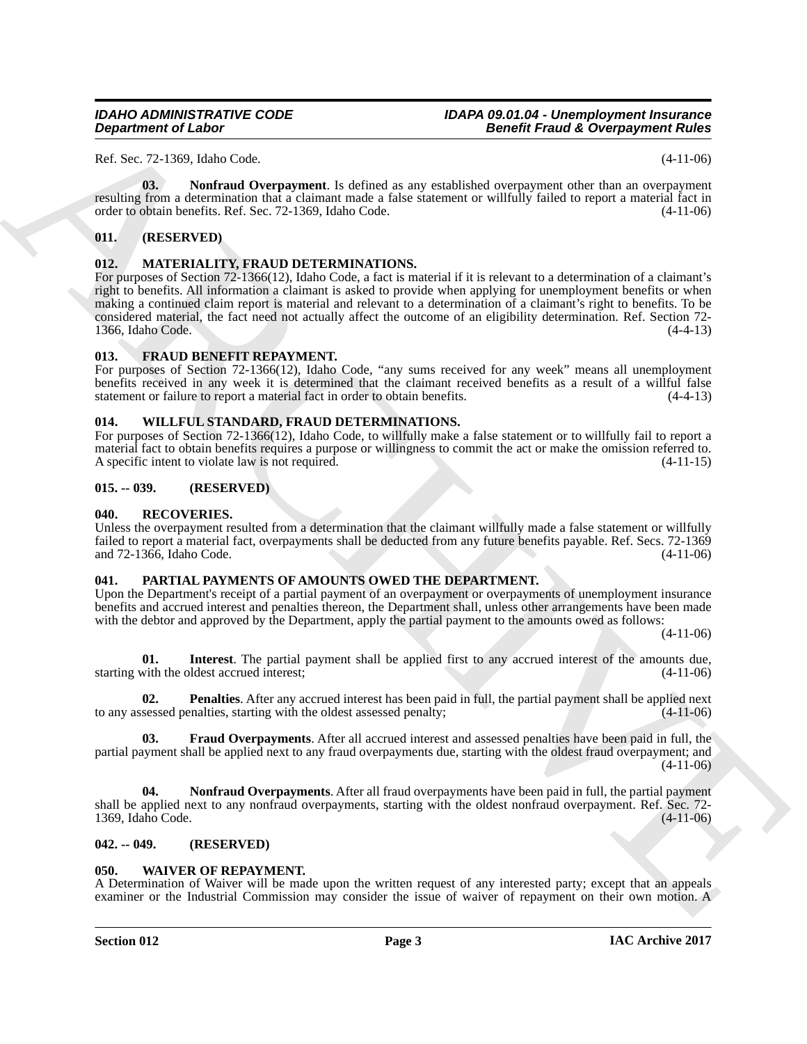Ref. Sec. 72-1369, Idaho Code. (4-11-06)

**03. Nonfraud Overpayment**. Is defined as any established overpayment other than an overpayment resulting from a determination that a claimant made a false statement or willfully failed to report a material fact in order to obtain benefits. Ref. Sec. 72-1369, Idaho Code. (4-11-06)

### 011. (RESERVED)

### 012. MATERIALITY, FRAUD DETERMINATIONS.

For purposes of Section 72-1366(12), Idaho Code, a fact is material if it is relevant to a determination of a claimant's right to benefits. All information a claimant is asked to provide when applying for unemployment benefits or when making a continued claim report is material and relevant to a determination of a claimant's right to benefits. To be considered material, the fact need not actually affect the outcome of an eligibility determination. Ref. Section 72-1366, Idaho Code. (4-4-13)

### 013. FRAUD BENEFIT REPAYMENT.

For purposes of Section 72-1366(12), Idaho Code, "any sums received for any week" means all unemployment benefits received in any week it is determined that the claimant received benefits as a result of a willful false statement or failure to report a material fact in order to obtain benefits. (4-4-13)

### 014. WILLFUL STANDARD, FRAUD DETERMINATIONS.

For purposes of Section 72-1366(12), Idaho Code, to willfully make a false statement or to willfully fail to report a material fact to obtain benefits requires a purpose or willingness to commit the act or make the omission referred to. A specific intent to violate law is not required. (4-11-15)

### 015. -- 039. (RESERVED)

### 040. RECOVERIES.

Unless the overpayment resulted from a determination that the claimant willfully made a false statement or willfully failed to report a material fact, overpayments shall be deducted from any future benefits payable. Ref. Secs. 72-1369 and 72-1366, Idaho Code. (4-11-06)

### 041. PARTIAL PAYMENTS OF AMOUNTS OWED THE DEPARTMENT.

Upon the Department's receipt of a partial payment of an overpayment or overpayments of unemployment insurance benefits and accrued interest and penalties thereon, the Department shall, unless other arrangements have been made with the debtor and approved by the Department, apply the partial payment to the amounts owed as follows: (4-11-06)

**01. Interest**. The partial payment shall be applied first to any accrued interest of the amounts due, starting with the oldest accrued interest; (4-11-06)

**02. Penalties**. After any accrued interest has been paid in full, the partial payment shall be applied next to any assessed penalties, starting with the oldest assessed penalty; (4-11-06)

**03. Fraud Overpayments**. After all accrued interest and assessed penalties have been paid in full, the partial payment shall be applied next to any fraud overpayments due, starting with the oldest fraud overpayment; and (4-11-06)

**04. Nonfraud Overpayments**. After all fraud overpayments have been paid in full, the partial payment shall be applied next to any nonfraud overpayments, starting with the oldest nonfraud overpayment. Ref. Sec. 72-1369, Idaho Code. (4-11-06)

### 042. -- 049. (RESERVED)

### 050. WAIVER OF REPAYMENT.

A Determination of Waiver will be made upon the written request of any interested party; except that an appeals examiner or the Industrial Commission may consider the issue of waiver of repayment on their own motion. A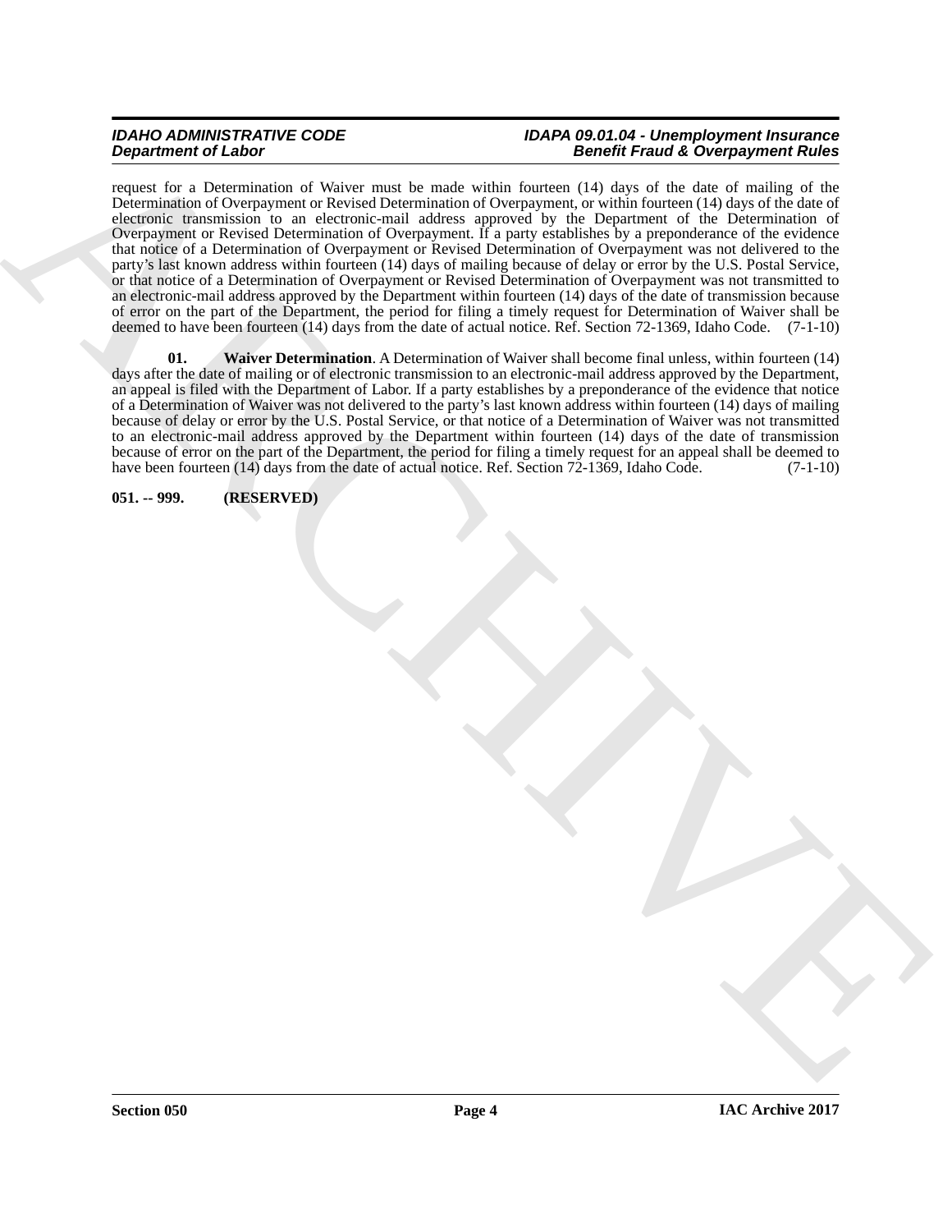request for a Determination of Waiver must be made within fourteen (14) days of the date of mailing of the Determination of Overpayment or Revised Determination of Overpayment, or within fourteen (14) days of the date of electronic transmission to an electronic-mail address approved by the Department of the Determination of Overpayment or Revised Determination of Overpayment. If a party establishes by a preponderance of the evidence that notice of a Determination of Overpayment or Revised Determination of Overpayment was not delivered to the party's last known address within fourteen (14) days of mailing because of delay or error by the U.S. Postal Service, or that notice of a Determination of Overpayment or Revised Determination of Overpayment was not transmitted to an electronic-mail address approved by the Department within fourteen (14) days of the date of transmission because of error on the part of the Department, the period for filing a timely request for Determination of Waiver shall be deemed to have been fourteen (14) days from the date of actual notice. Ref. Section 72-1369, Idaho Code. (7-1-10)

**01. Waiver Determination**. A Determination of Waiver shall become final unless, within fourteen (14) days after the date of mailing or of electronic transmission to an electronic-mail address approved by the Department, an appeal is filed with the Department of Labor. If a party establishes by a preponderance of the evidence that notice of a Determination of Waiver was not delivered to the party's last known address within fourteen (14) days of mailing because of delay or error by the U.S. Postal Service, or that notice of a Determination of Waiver was not transmitted to an electronic-mail address approved by the Department within fourteen (14) days of the date of transmission because of error on the part of the Department, the period for filing a timely request for an appeal shall be deemed to have been fourteen (14) days from the date of actual notice. Ref. Section 72-1369, Idaho Code. (7-1-10)

**051. -- 999. (RESERVED)**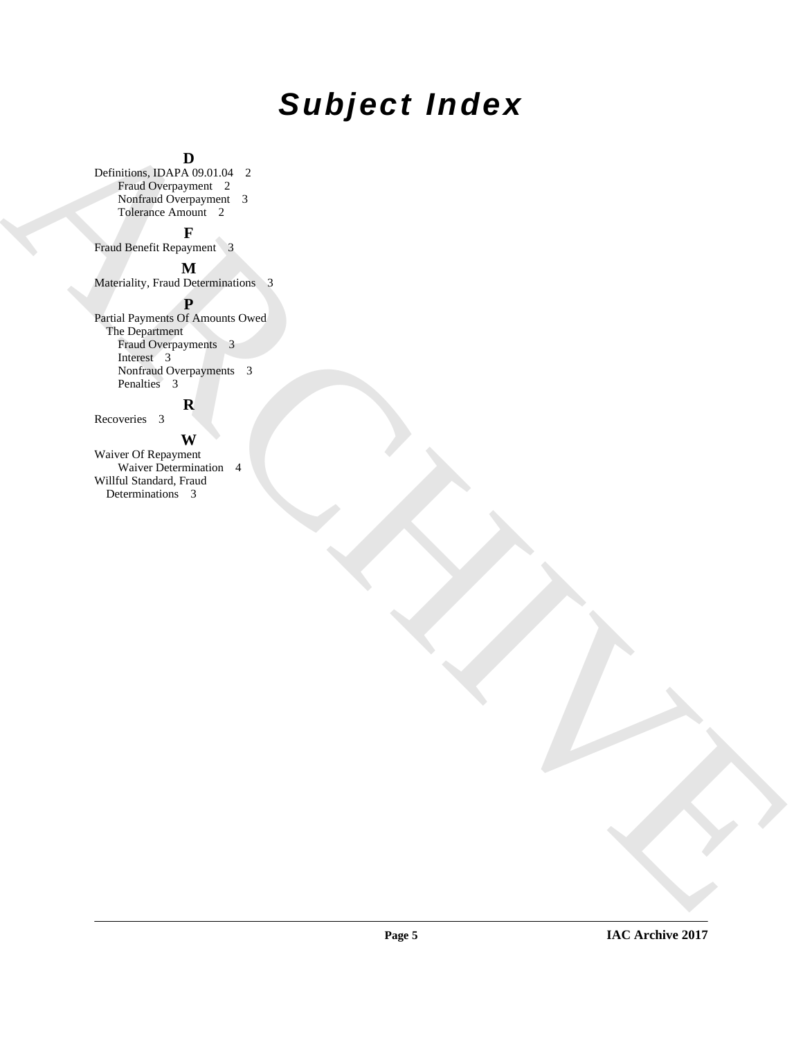# *Subject Index*

**D**

Definitions, IDAPA 09.01.04 2
- Fraud Overpayment 2
- Nonfraud Overpayment 3
- Tolerance Amount 2

**F**

Fraud Benefit Repayment 3

**M**

Materiality, Fraud Determinations 3

**P**

Partial Payments Of Amounts Owed The Department
- Fraud Overpayments 3
- Interest 3
- Nonfraud Overpayments 3
- Penalties 3

**R**

Recoveries 3

**W**

Waiver Of Repayment
- Waiver Determination 4

Willful Standard, Fraud Determinations 3